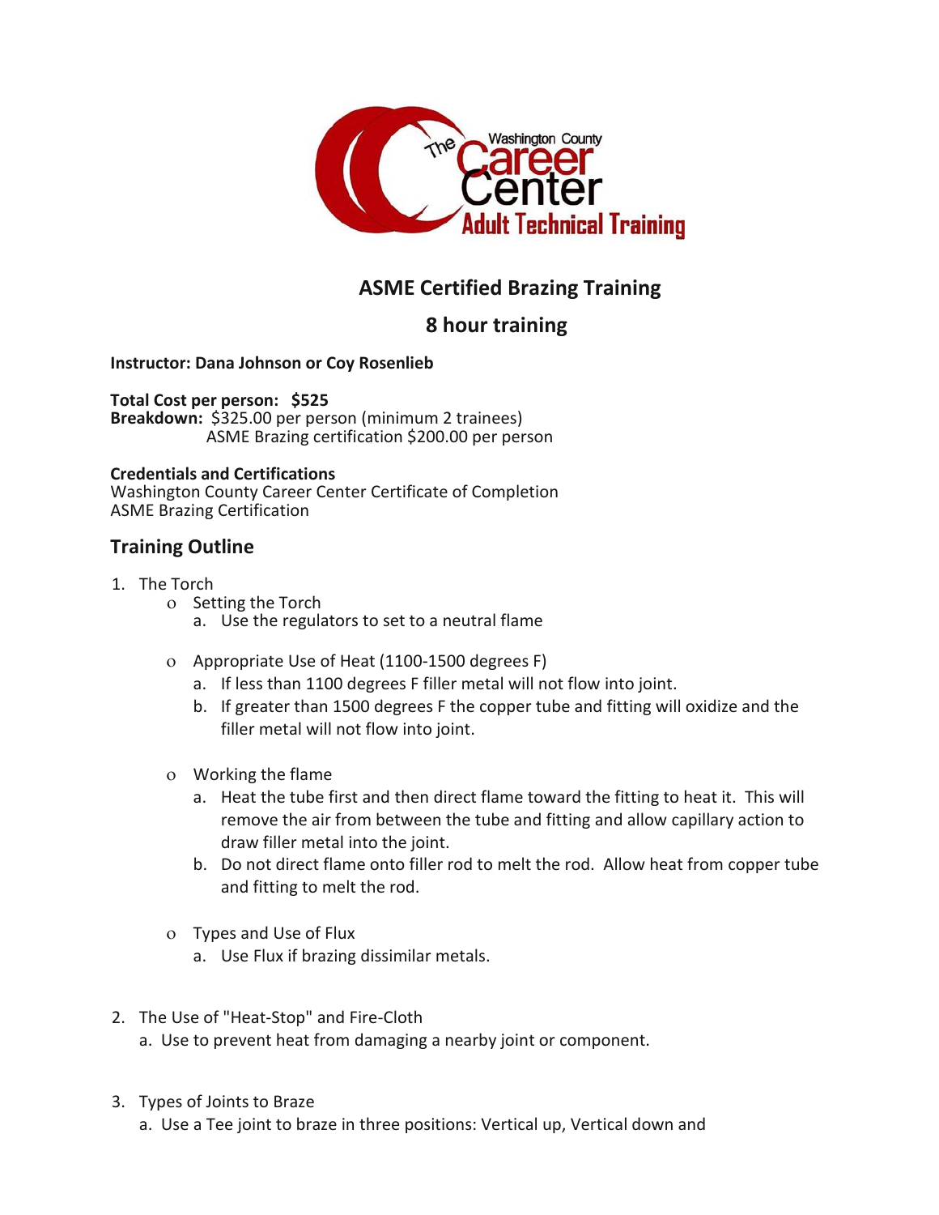# ASME Certified Brazing Training

## 8 hour training

**Instructor: Dana Johnson or Coy Rosenlieb**

**Total Cost per person: $525**
**Breakdown:** $325.00 per person (minimum 2 trainees)
ASME Brazing certification $200.00 per person

**Credentials and Certifications**
Washington County Career Center Certificate of Completion
ASME Brazing Certification

## Training Outline

1. The Torch
   - Setting the Torch
     a. Use the regulators to set to a neutral flame
   - Appropriate Use of Heat (1100-1500 degrees F)
     a. If less than 1100 degrees F filler metal will not flow into joint.
     b. If greater than 1500 degrees F the copper tube and fitting will oxidize and the filler metal will not flow into joint.
   - Working the flame
     a. Heat the tube first and then direct flame toward the fitting to heat it. This will remove the air from between the tube and fitting and allow capillary action to draw filler metal into the joint.
     b. Do not direct flame onto filler rod to melt the rod. Allow heat from copper tube and fitting to melt the rod.
   - Types and Use of Flux
     a. Use Flux if brazing dissimilar metals.
2. The Use of "Heat-Stop" and Fire-Cloth
   a. Use to prevent heat from damaging a nearby joint or component.
3. Types of Joints to Braze
   a. Use a Tee joint to braze in three positions: Vertical up, Vertical down and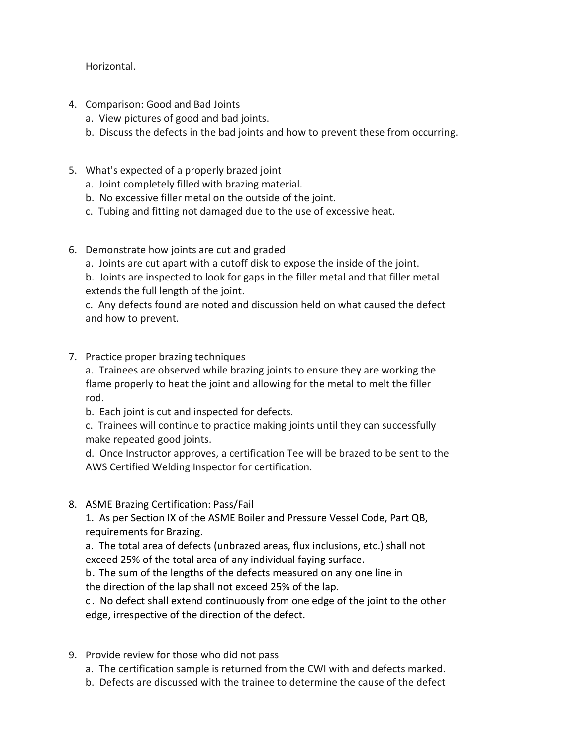Horizontal.

4. Comparison: Good and Bad Joints
   a. View pictures of good and bad joints.
   b. Discuss the defects in the bad joints and how to prevent these from occurring.

5. What's expected of a properly brazed joint
   a. Joint completely filled with brazing material.
   b. No excessive filler metal on the outside of the joint.
   c. Tubing and fitting not damaged due to the use of excessive heat.

6. Demonstrate how joints are cut and graded
   a. Joints are cut apart with a cutoff disk to expose the inside of the joint.
   b. Joints are inspected to look for gaps in the filler metal and that filler metal extends the full length of the joint.
   c. Any defects found are noted and discussion held on what caused the defect and how to prevent.

7. Practice proper brazing techniques
   a. Trainees are observed while brazing joints to ensure they are working the flame properly to heat the joint and allowing for the metal to melt the filler rod.
   b. Each joint is cut and inspected for defects.
   c. Trainees will continue to practice making joints until they can successfully make repeated good joints.
   d. Once Instructor approves, a certification Tee will be brazed to be sent to the AWS Certified Welding Inspector for certification.

8. ASME Brazing Certification: Pass/Fail
   1. As per Section IX of the ASME Boiler and Pressure Vessel Code, Part QB, requirements for Brazing.
   a. The total area of defects (unbrazed areas, flux inclusions, etc.) shall not exceed 25% of the total area of any individual faying surface.
   b. The sum of the lengths of the defects measured on any one line in the direction of the lap shall not exceed 25% of the lap.
   c. No defect shall extend continuously from one edge of the joint to the other edge, irrespective of the direction of the defect.

9. Provide review for those who did not pass
   a. The certification sample is returned from the CWI with and defects marked.
   b. Defects are discussed with the trainee to determine the cause of the defect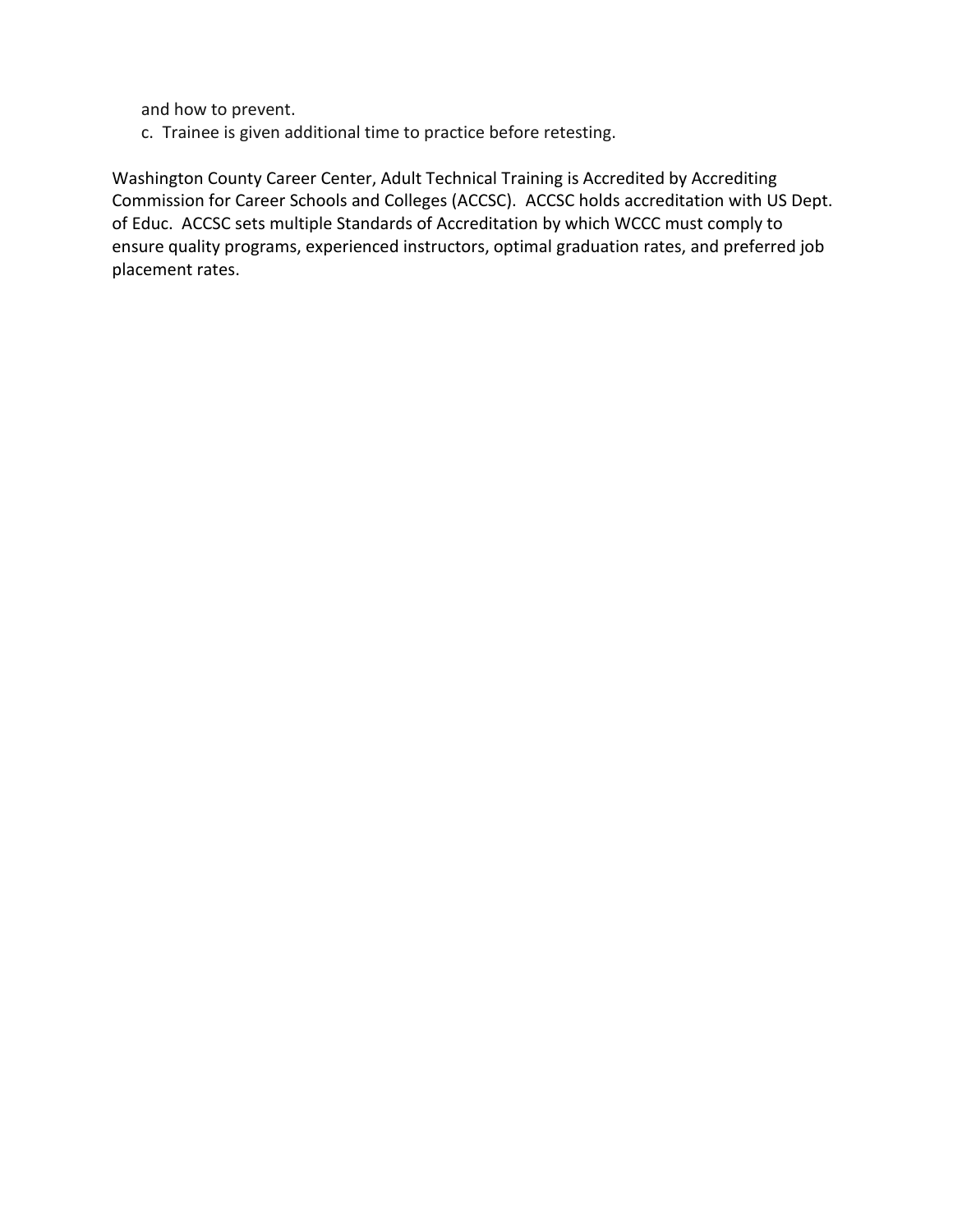and how to prevent.

c. Trainee is given additional time to practice before retesting.

Washington County Career Center, Adult Technical Training is Accredited by Accrediting Commission for Career Schools and Colleges (ACCSC). ACCSC holds accreditation with US Dept. of Educ. ACCSC sets multiple Standards of Accreditation by which WCCC must comply to ensure quality programs, experienced instructors, optimal graduation rates, and preferred job placement rates.